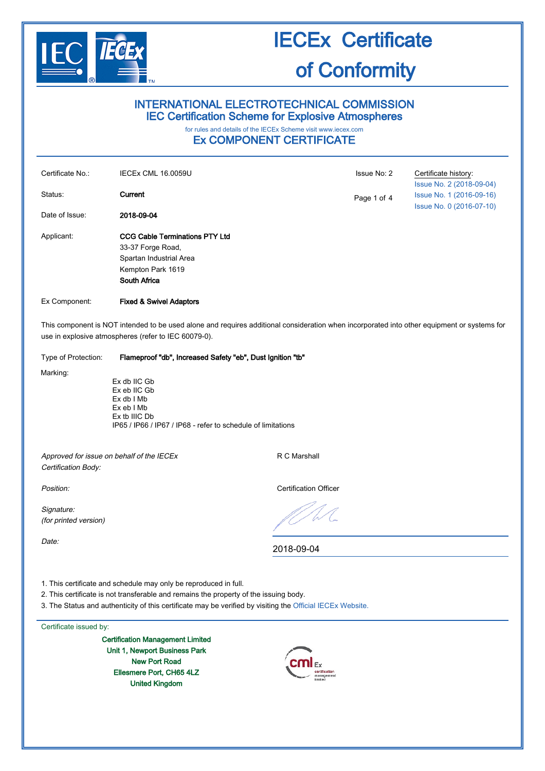# IECEx Certificate of Conformity

## INTERNATIONAL ELECTROTECHNICAL COMMISSION
## IEC Certification Scheme for Explosive Atmospheres

for rules and details of the IECEx Scheme visit www.iecex.com

## Ex COMPONENT CERTIFICATE

| | | | |
|---|---|---|---|
| Certificate No.: | IECEx CML 16.0059U | Issue No: 2 | Certificate history: |
| Status: | **Current** | | Issue No. 2 (2018-09-04) |
| | | | Issue No. 1 (2016-09-16) |
| Date of Issue: | **2018-09-04** | | Issue No. 0 (2016-07-10) |

Applicant: **CCG Cable Terminations PTY Ltd**
33-37 Forge Road,
Spartan Industrial Area
Kempton Park 1619
**South Africa**

Ex Component: **Fixed & Swivel Adaptors**

This component is NOT intended to be used alone and requires additional consideration when incorporated into other equipment or systems for use in explosive atmospheres (refer to IEC 60079-0).

Type of Protection: **Flameproof "db", Increased Safety "eb", Dust Ignition "tb"**

Marking:

Ex db IIC Gb
Ex eb IIC Gb
Ex db I Mb
Ex eb I Mb
Ex tb IIIC Db
IP65 / IP66 / IP67 / IP68 - refer to schedule of limitations

*Approved for issue on behalf of the IECEx Certification Body:* R C Marshall

*Position:* Certification Officer

*Signature: (for printed version)*

*Date:* 2018-09-04

1. This certificate and schedule may only be reproduced in full.
2. This certificate is not transferable and remains the property of the issuing body.
3. The Status and authenticity of this certificate may be verified by visiting the Official IECEx Website.

Certificate issued by:

**Certification Management Limited**
**Unit 1, Newport Business Park**
**New Port Road**
**Ellesmere Port, CH65 4LZ**
**United Kingdom**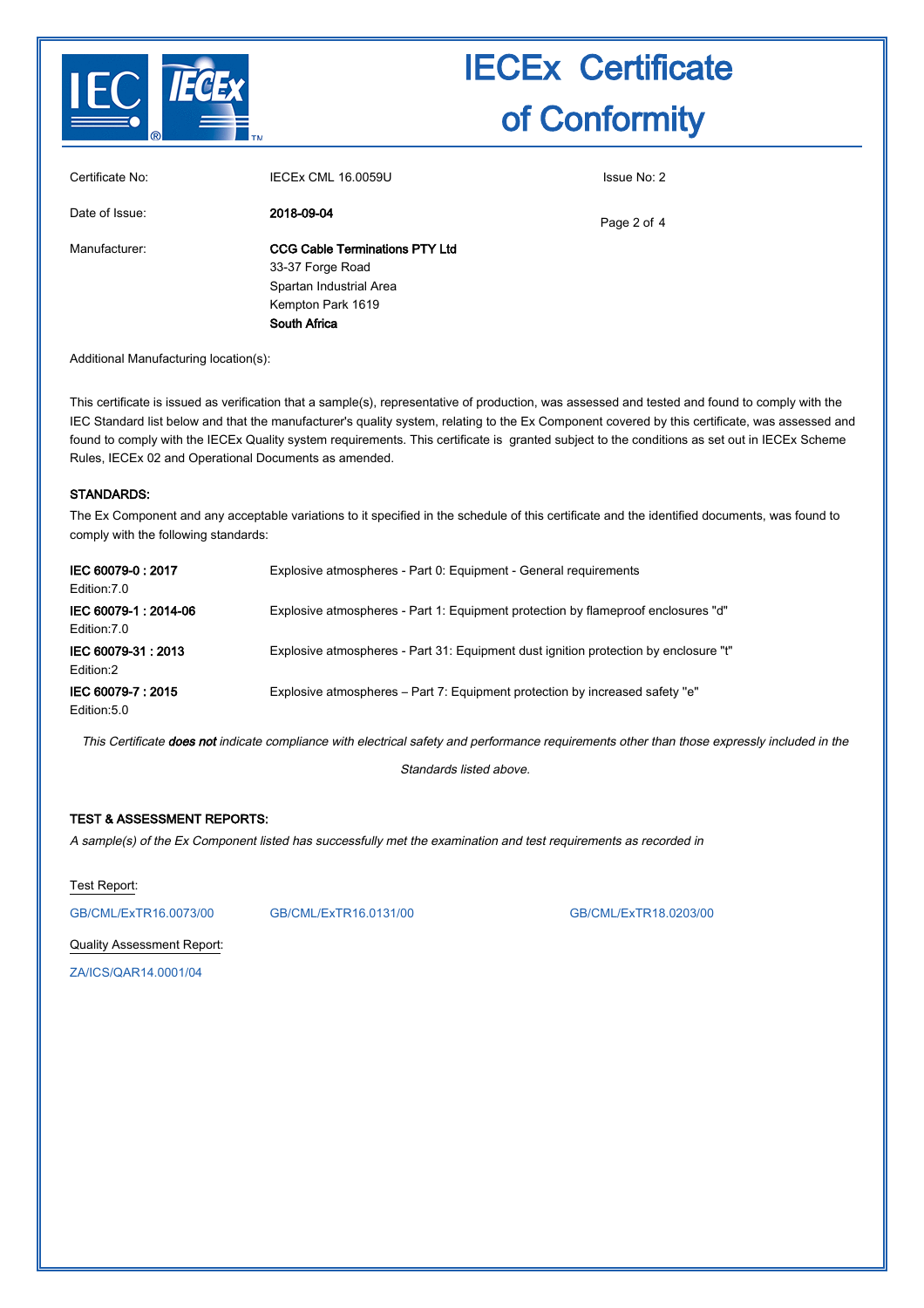# IECEx Certificate of Conformity

| | | |
|---|---|---|
| Certificate No: | IECEx CML 16.0059U | Issue No: 2 |
| Date of Issue: | **2018-09-04** | |
| Manufacturer: | **CCG Cable Terminations PTY Ltd**<br>33-37 Forge Road<br>Spartan Industrial Area<br>Kempton Park 1619<br>**South Africa** | |

Additional Manufacturing location(s):

This certificate is issued as verification that a sample(s), representative of production, was assessed and tested and found to comply with the IEC Standard list below and that the manufacturer's quality system, relating to the Ex Component covered by this certificate, was assessed and found to comply with the IECEx Quality system requirements. This certificate is granted subject to the conditions as set out in IECEx Scheme Rules, IECEx 02 and Operational Documents as amended.

## STANDARDS:

The Ex Component and any acceptable variations to it specified in the schedule of this certificate and the identified documents, was found to comply with the following standards:

| | |
|---|---|
| **IEC 60079-0 : 2017**<br>Edition:7.0 | Explosive atmospheres - Part 0: Equipment - General requirements |
| **IEC 60079-1 : 2014-06**<br>Edition:7.0 | Explosive atmospheres - Part 1: Equipment protection by flameproof enclosures "d" |
| **IEC 60079-31 : 2013**<br>Edition:2 | Explosive atmospheres - Part 31: Equipment dust ignition protection by enclosure "t" |
| **IEC 60079-7 : 2015**<br>Edition:5.0 | Explosive atmospheres – Part 7: Equipment protection by increased safety "e" |

*This Certificate **does not** indicate compliance with electrical safety and performance requirements other than those expressly included in the Standards listed above.*

## TEST & ASSESSMENT REPORTS:

*A sample(s) of the Ex Component listed has successfully met the examination and test requirements as recorded in*

Test Report:

GB/CML/ExTR16.0073/00 GB/CML/ExTR16.0131/00 GB/CML/ExTR18.0203/00

Quality Assessment Report:

ZA/ICS/QAR14.0001/04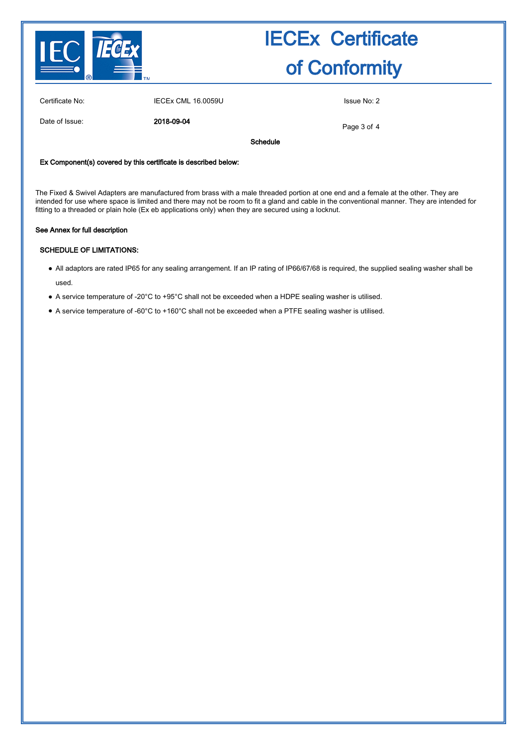# IECEx Certificate of Conformity

| | | |
|---|---|---|
| Certificate No: | IECEx CML 16.0059U | Issue No: 2 |
| Date of Issue: | **2018-09-04** | |

**Schedule**

**Ex Component(s) covered by this certificate is described below:**

The Fixed & Swivel Adapters are manufactured from brass with a male threaded portion at one end and a female at the other. They are intended for use where space is limited and there may not be room to fit a gland and cable in the conventional manner. They are intended for fitting to a threaded or plain hole (Ex eb applications only) when they are secured using a locknut.

**See Annex for full description**

**SCHEDULE OF LIMITATIONS:**

- All adaptors are rated IP65 for any sealing arrangement. If an IP rating of IP66/67/68 is required, the supplied sealing washer shall be used.
- A service temperature of -20°C to +95°C shall not be exceeded when a HDPE sealing washer is utilised.
- A service temperature of -60°C to +160°C shall not be exceeded when a PTFE sealing washer is utilised.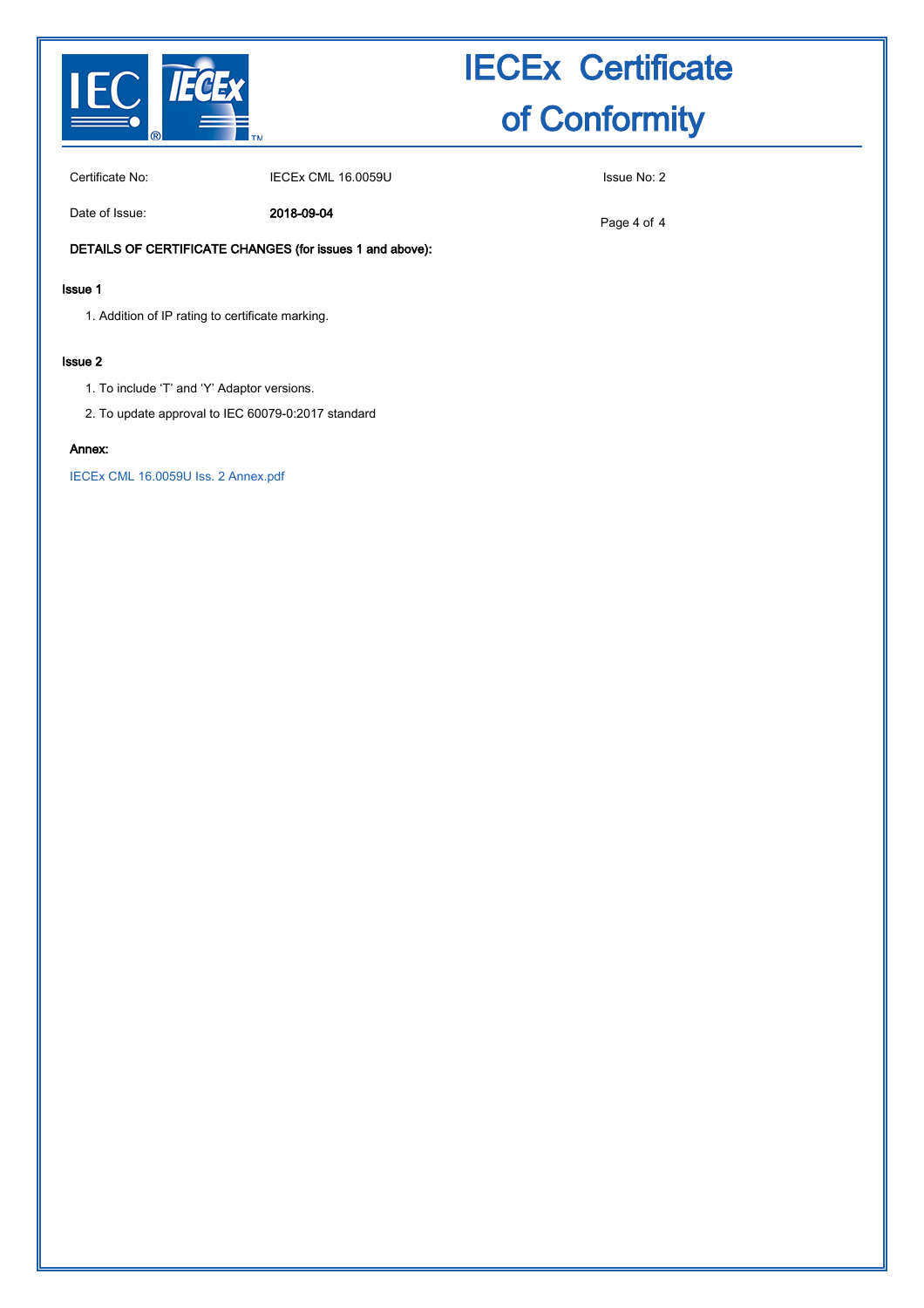# IECEx Certificate of Conformity

Certificate No: IECEx CML 16.0059U

Issue No: 2

Date of Issue: **2018-09-04**

**DETAILS OF CERTIFICATE CHANGES (for issues 1 and above):**

**Issue 1**

1. Addition of IP rating to certificate marking.

**Issue 2**

1. To include ‘T’ and ‘Y’ Adaptor versions.
2. To update approval to IEC 60079-0:2017 standard

**Annex:**

IECEx CML 16.0059U Iss. 2 Annex.pdf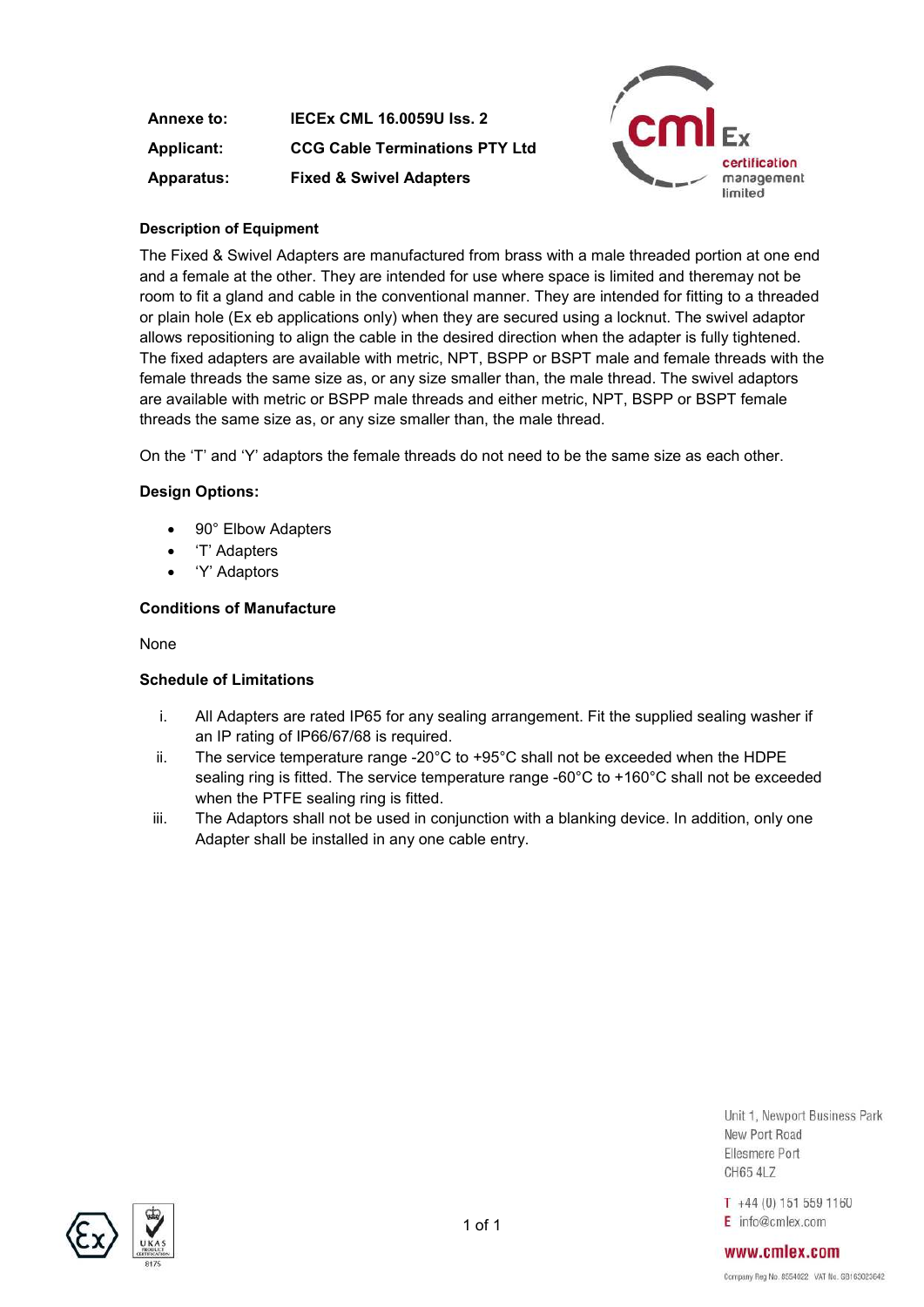| | |
|---|---|
| **Annexe to:** | **IECEx CML 16.0059U Iss. 2** |
| **Applicant:** | **CCG Cable Terminations PTY Ltd** |
| **Apparatus:** | **Fixed & Swivel Adapters** |

**Description of Equipment**

The Fixed & Swivel Adapters are manufactured from brass with a male threaded portion at one end and a female at the other. They are intended for use where space is limited and theremay not be room to fit a gland and cable in the conventional manner. They are intended for fitting to a threaded or plain hole (Ex eb applications only) when they are secured using a locknut. The swivel adaptor allows repositioning to align the cable in the desired direction when the adapter is fully tightened. The fixed adapters are available with metric, NPT, BSPP or BSPT male and female threads with the female threads the same size as, or any size smaller than, the male thread. The swivel adaptors are available with metric or BSPP male threads and either metric, NPT, BSPP or BSPT female threads the same size as, or any size smaller than, the male thread.

On the 'T' and 'Y' adaptors the female threads do not need to be the same size as each other.

**Design Options:**

- 90° Elbow Adapters
- 'T' Adapters
- 'Y' Adaptors

**Conditions of Manufacture**

None

**Schedule of Limitations**

i. All Adapters are rated IP65 for any sealing arrangement. Fit the supplied sealing washer if an IP rating of IP66/67/68 is required.

ii. The service temperature range -20°C to +95°C shall not be exceeded when the HDPE sealing ring is fitted. The service temperature range -60°C to +160°C shall not be exceeded when the PTFE sealing ring is fitted.

iii. The Adaptors shall not be used in conjunction with a blanking device. In addition, only one Adapter shall be installed in any one cable entry.